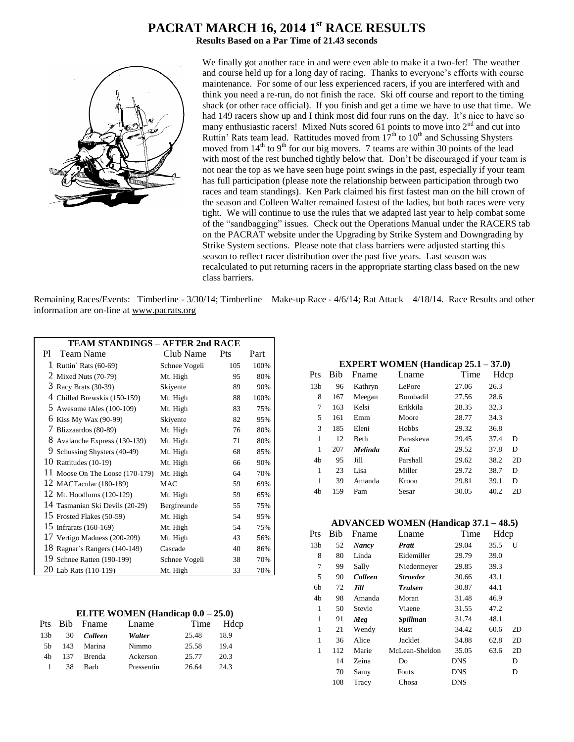# PACRAT MARCH 16, 2014 1st RACE RESULTS

**Results Based on a Par Time of 21.43 seconds**

We finally got another race in and were even able to make it a two-fer! The weather and course held up for a long day of racing. Thanks to everyone's efforts with course maintenance. For some of our less experienced racers, if you are interfered with and think you need a re-run, do not finish the race. Ski off course and report to the timing shack (or other race official). If you finish and get a time we have to use that time. We had 149 racers show up and I think most did four runs on the day. It's nice to have so many enthusiastic racers! Mixed Nuts scored 61 points to move into 2nd and cut into Ruttin' Rats team lead. Rattitudes moved from 17th to 10th and Schussing Shysters moved from 14th to 9th for our big movers. 7 teams are within 30 points of the lead with most of the rest bunched tightly below that. Don't be discouraged if your team is not near the top as we have seen huge point swings in the past, especially if your team has full participation (please note the relationship between participation through two races and team standings). Ken Park claimed his first fastest man on the hill crown of the season and Colleen Walter remained fastest of the ladies, but both races were very tight. We will continue to use the rules that we adapted last year to help combat some of the "sandbagging" issues. Check out the Operations Manual under the RACERS tab on the PACRAT website under the Upgrading by Strike System and Downgrading by Strike System sections. Please note that class barriers were adjusted starting this season to reflect racer distribution over the past five years. Last season was recalculated to put returning racers in the appropriate starting class based on the new class barriers.

Remaining Races/Events: Timberline - 3/30/14; Timberline – Make-up Race - 4/6/14; Rat Attack – 4/18/14. Race Results and other information are on-line at www.pacrats.org

**TEAM STANDINGS – AFTER 2nd RACE**

| Pl | Team Name | Club Name | Pts | Part |
|---|---|---|---|---|
| 1 | Ruttin` Rats (60-69) | Schnee Vogeli | 105 | 100% |
| 2 | Mixed Nuts (70-79) | Mt. High | 95 | 80% |
| 3 | Racy Brats (30-39) | Skiyente | 89 | 90% |
| 4 | Chilled Brewskis (150-159) | Mt. High | 88 | 100% |
| 5 | Awesome tAles (100-109) | Mt. High | 83 | 75% |
| 6 | Kiss My Wax (90-99) | Skiyente | 82 | 95% |
| 7 | Blizzaardos (80-89) | Mt. High | 76 | 80% |
| 8 | Avalanche Express (130-139) | Mt. High | 71 | 80% |
| 9 | Schussing Shysters (40-49) | Mt. High | 68 | 85% |
| 10 | Rattitudes (10-19) | Mt. High | 66 | 90% |
| 11 | Moose On The Loose (170-179) | Mt. High | 64 | 70% |
| 12 | MACTacular (180-189) | MAC | 59 | 69% |
| 12 | Mt. Hoodlums (120-129) | Mt. High | 59 | 65% |
| 14 | Tasmanian Ski Devils (20-29) | Bergfreunde | 55 | 75% |
| 15 | Frosted Flakes (50-59) | Mt. High | 54 | 95% |
| 15 | Infrarats (160-169) | Mt. High | 54 | 75% |
| 17 | Vertigo Madness (200-209) | Mt. High | 43 | 56% |
| 18 | Ragnar`s Rangers (140-149) | Cascade | 40 | 86% |
| 19 | Schnee Ratten (190-199) | Schnee Vogeli | 38 | 70% |
| 20 | Lab Rats (110-119) | Mt. High | 33 | 70% |

**ELITE WOMEN (Handicap 0.0 – 25.0)**

| Pts | Bib | Fname | Lname | Time | Hdcp |
|---|---|---|---|---|---|
| 13b | 30 | ***Colleen*** | ***Walter*** | 25.48 | 18.9 |
| 5b | 143 | Marina | Nimmo | 25.58 | 19.4 |
| 4b | 137 | Brenda | Ackerson | 25.77 | 20.3 |
| 1 | 38 | Barb | Pressentin | 26.64 | 24.3 |

**EXPERT WOMEN (Handicap 25.1 – 37.0)**

| Pts | Bib | Fname | Lname | Time | Hdcp | |
|---|---|---|---|---|---|---|
| 13b | 96 | Kathryn | LePore | 27.06 | 26.3 | |
| 8 | 167 | Meegan | Bombadil | 27.56 | 28.6 | |
| 7 | 163 | Kelsi | Erikkila | 28.35 | 32.3 | |
| 5 | 161 | Emm | Moore | 28.77 | 34.3 | |
| 3 | 185 | Eleni | Hobbs | 29.32 | 36.8 | |
| 1 | 12 | Beth | Paraskeva | 29.45 | 37.4 | D |
| 1 | 207 | ***Melinda*** | ***Kai*** | 29.52 | 37.8 | D |
| 4b | 95 | Jill | Parshall | 29.62 | 38.2 | 2D |
| 1 | 23 | Lisa | Miller | 29.72 | 38.7 | D |
| 1 | 39 | Amanda | Kroon | 29.81 | 39.1 | D |
| 4b | 159 | Pam | Sesar | 30.05 | 40.2 | 2D |

**ADVANCED WOMEN (Handicap 37.1 – 48.5)**

| Pts | Bib | Fname | Lname | Time | Hdcp | |
|---|---|---|---|---|---|---|
| 13b | 52 | ***Nancy*** | ***Pratt*** | 29.04 | 35.5 | U |
| 8 | 80 | Linda | Eidemiller | 29.79 | 39.0 | |
| 7 | 99 | Sally | Niedermeyer | 29.85 | 39.3 | |
| 5 | 90 | ***Colleen*** | ***Stroeder*** | 30.66 | 43.1 | |
| 6b | 72 | ***Jill*** | ***Trulsen*** | 30.87 | 44.1 | |
| 4b | 98 | Amanda | Moran | 31.48 | 46.9 | |
| 1 | 50 | Stevie | Viaene | 31.55 | 47.2 | |
| 1 | 91 | ***Meg*** | ***Spillman*** | 31.74 | 48.1 | |
| 1 | 21 | Wendy | Rust | 34.42 | 60.6 | 2D |
| 1 | 36 | Alice | Jacklet | 34.88 | 62.8 | 2D |
| 1 | 112 | Marie | McLean-Sheldon | 35.05 | 63.6 | 2D |
| | 14 | Zeina | Do | DNS | | D |
| | 70 | Samy | Fouts | DNS | | D |
| | 108 | Tracy | Chosa | DNS | | |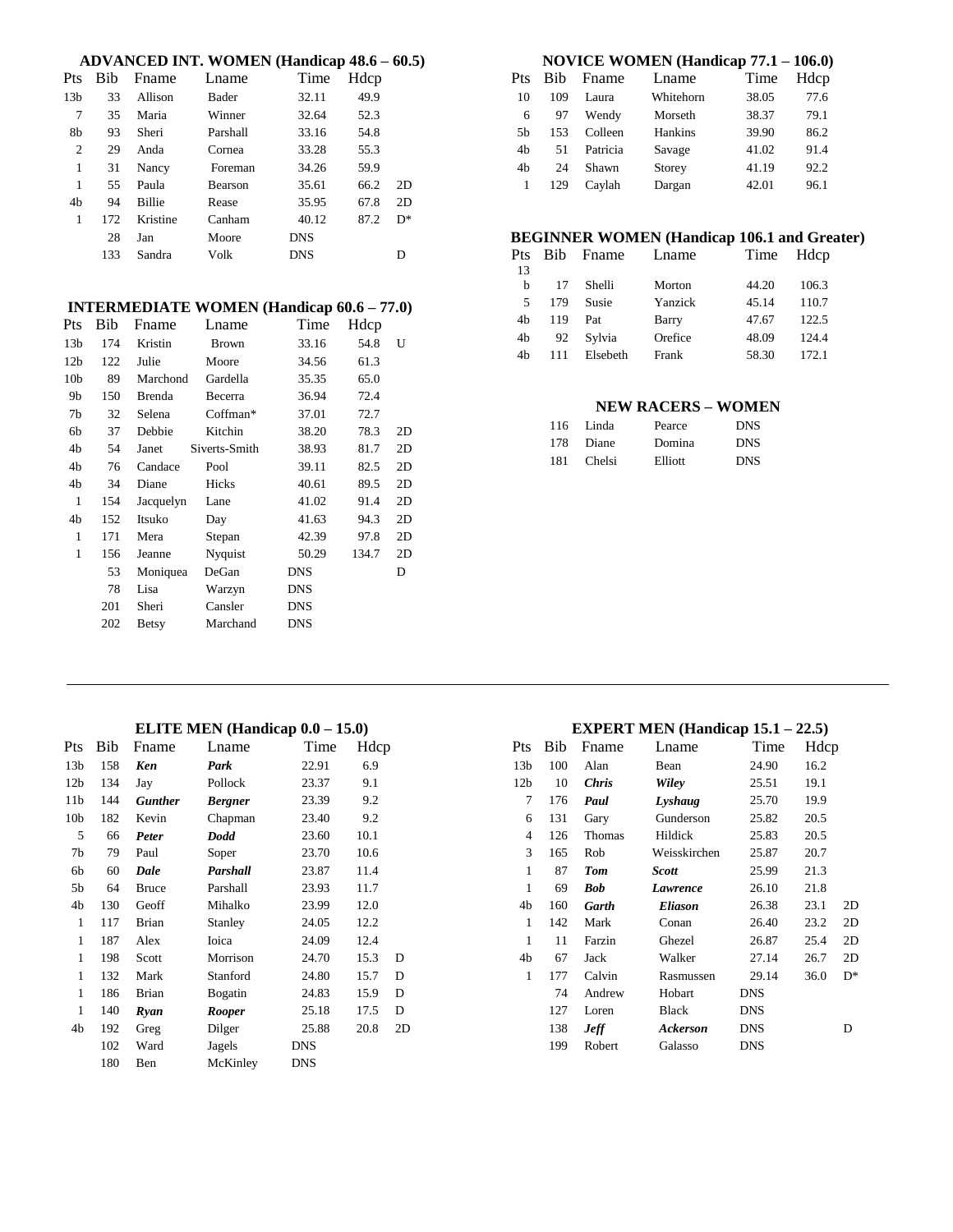## ADVANCED INT. WOMEN (Handicap 48.6 – 60.5)

| Pts | Bib | Fname | Lname | Time | Hdcp | |
|---|---|---|---|---|---|---|
| 13b | 33 | Allison | Bader | 32.11 | 49.9 | |
| 7 | 35 | Maria | Winner | 32.64 | 52.3 | |
| 8b | 93 | Sheri | Parshall | 33.16 | 54.8 | |
| 2 | 29 | Anda | Cornea | 33.28 | 55.3 | |
| 1 | 31 | Nancy | Foreman | 34.26 | 59.9 | |
| 1 | 55 | Paula | Bearson | 35.61 | 66.2 | 2D |
| 4b | 94 | Billie | Rease | 35.95 | 67.8 | 2D |
| 1 | 172 | Kristine | Canham | 40.12 | 87.2 | D* |
| | 28 | Jan | Moore | DNS | | |
| | 133 | Sandra | Volk | DNS | | D |

## INTERMEDIATE WOMEN (Handicap 60.6 – 77.0)

| Pts | Bib | Fname | Lname | Time | Hdcp | |
|---|---|---|---|---|---|---|
| 13b | 174 | Kristin | Brown | 33.16 | 54.8 | U |
| 12b | 122 | Julie | Moore | 34.56 | 61.3 | |
| 10b | 89 | Marchond | Gardella | 35.35 | 65.0 | |
| 9b | 150 | Brenda | Becerra | 36.94 | 72.4 | |
| 7b | 32 | Selena | Coffman* | 37.01 | 72.7 | |
| 6b | 37 | Debbie | Kitchin | 38.20 | 78.3 | 2D |
| 4b | 54 | Janet | Siverts-Smith | 38.93 | 81.7 | 2D |
| 4b | 76 | Candace | Pool | 39.11 | 82.5 | 2D |
| 4b | 34 | Diane | Hicks | 40.61 | 89.5 | 2D |
| 1 | 154 | Jacquelyn | Lane | 41.02 | 91.4 | 2D |
| 4b | 152 | Itsuko | Day | 41.63 | 94.3 | 2D |
| 1 | 171 | Mera | Stepan | 42.39 | 97.8 | 2D |
| 1 | 156 | Jeanne | Nyquist | 50.29 | 134.7 | 2D |
| | 53 | Moniquea | DeGan | DNS | | D |
| | 78 | Lisa | Warzyn | DNS | | |
| | 201 | Sheri | Cansler | DNS | | |
| | 202 | Betsy | Marchand | DNS | | |

## NOVICE WOMEN (Handicap 77.1 – 106.0)

| Pts | Bib | Fname | Lname | Time | Hdcp |
|---|---|---|---|---|---|
| 10 | 109 | Laura | Whitehorn | 38.05 | 77.6 |
| 6 | 97 | Wendy | Morseth | 38.37 | 79.1 |
| 5b | 153 | Colleen | Hankins | 39.90 | 86.2 |
| 4b | 51 | Patricia | Savage | 41.02 | 91.4 |
| 4b | 24 | Shawn | Storey | 41.19 | 92.2 |
| 1 | 129 | Caylah | Dargan | 42.01 | 96.1 |

## BEGINNER WOMEN (Handicap 106.1 and Greater)

| Pts | Bib | Fname | Lname | Time | Hdcp |
|---|---|---|---|---|---|
| 13b | 17 | Shelli | Morton | 44.20 | 106.3 |
| 5 | 179 | Susie | Yanzick | 45.14 | 110.7 |
| 4b | 119 | Pat | Barry | 47.67 | 122.5 |
| 4b | 92 | Sylvia | Orefice | 48.09 | 124.4 |
| 4b | 111 | Elsebeth | Frank | 58.30 | 172.1 |

## NEW RACERS – WOMEN

| Bib | Fname | Lname | Time |
|---|---|---|---|
| 116 | Linda | Pearce | DNS |
| 178 | Diane | Domina | DNS |
| 181 | Chelsi | Elliott | DNS |

---

## ELITE MEN (Handicap 0.0 – 15.0)

| Pts | Bib | Fname | Lname | Time | Hdcp | |
|---|---|---|---|---|---|---|
| 13b | 158 | ***Ken*** | ***Park*** | 22.91 | 6.9 | |
| 12b | 134 | Jay | Pollock | 23.37 | 9.1 | |
| 11b | 144 | ***Gunther*** | ***Bergner*** | 23.39 | 9.2 | |
| 10b | 182 | Kevin | Chapman | 23.40 | 9.2 | |
| 5 | 66 | ***Peter*** | ***Dodd*** | 23.60 | 10.1 | |
| 7b | 79 | Paul | Soper | 23.70 | 10.6 | |
| 6b | 60 | ***Dale*** | ***Parshall*** | 23.87 | 11.4 | |
| 5b | 64 | Bruce | Parshall | 23.93 | 11.7 | |
| 4b | 130 | Geoff | Mihalko | 23.99 | 12.0 | |
| 1 | 117 | Brian | Stanley | 24.05 | 12.2 | |
| 1 | 187 | Alex | Ioica | 24.09 | 12.4 | |
| 1 | 198 | Scott | Morrison | 24.70 | 15.3 | D |
| 1 | 132 | Mark | Stanford | 24.80 | 15.7 | D |
| 1 | 186 | Brian | Bogatin | 24.83 | 15.9 | D |
| 1 | 140 | ***Ryan*** | ***Rooper*** | 25.18 | 17.5 | D |
| 4b | 192 | Greg | Dilger | 25.88 | 20.8 | 2D |
| | 102 | Ward | Jagels | DNS | | |
| | 180 | Ben | McKinley | DNS | | |

## EXPERT MEN (Handicap 15.1 – 22.5)

| Pts | Bib | Fname | Lname | Time | Hdcp | |
|---|---|---|---|---|---|---|
| 13b | 100 | Alan | Bean | 24.90 | 16.2 | |
| 12b | 10 | ***Chris*** | ***Wiley*** | 25.51 | 19.1 | |
| 7 | 176 | ***Paul*** | ***Lyshaug*** | 25.70 | 19.9 | |
| 6 | 131 | Gary | Gunderson | 25.82 | 20.5 | |
| 4 | 126 | Thomas | Hildick | 25.83 | 20.5 | |
| 3 | 165 | Rob | Weisskirchen | 25.87 | 20.7 | |
| 1 | 87 | ***Tom*** | ***Scott*** | 25.99 | 21.3 | |
| 1 | 69 | ***Bob*** | ***Lawrence*** | 26.10 | 21.8 | |
| 4b | 160 | ***Garth*** | ***Eliason*** | 26.38 | 23.1 | 2D |
| 1 | 142 | Mark | Conan | 26.40 | 23.2 | 2D |
| 1 | 11 | Farzin | Ghezel | 26.87 | 25.4 | 2D |
| 4b | 67 | Jack | Walker | 27.14 | 26.7 | 2D |
| 1 | 177 | Calvin | Rasmussen | 29.14 | 36.0 | D* |
| | 74 | Andrew | Hobart | DNS | | |
| | 127 | Loren | Black | DNS | | |
| | 138 | ***Jeff*** | ***Ackerson*** | DNS | | D |
| | 199 | Robert | Galasso | DNS | | |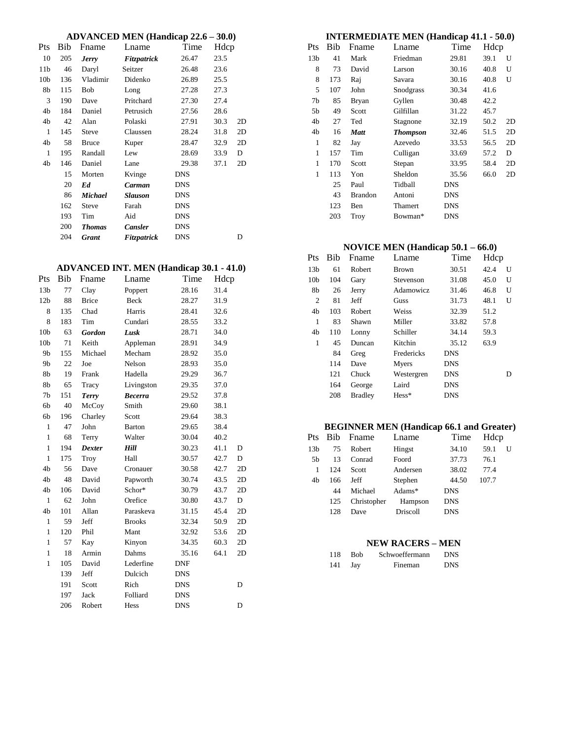### ADVANCED MEN (Handicap 22.6 – 30.0)

| Pts | Bib | Fname | Lname | Time | Hdcp | |
|---|---|---|---|---|---|---|
| 10 | 205 | ***Jerry*** | ***Fitzpatrick*** | 26.47 | 23.5 | |
| 11b | 46 | Daryl | Seitzer | 26.48 | 23.6 | |
| 10b | 136 | Vladimir | Didenko | 26.89 | 25.5 | |
| 8b | 115 | Bob | Long | 27.28 | 27.3 | |
| 3 | 190 | Dave | Pritchard | 27.30 | 27.4 | |
| 4b | 184 | Daniel | Petrusich | 27.56 | 28.6 | |
| 4b | 42 | Alan | Polaski | 27.91 | 30.3 | 2D |
| 1 | 145 | Steve | Claussen | 28.24 | 31.8 | 2D |
| 4b | 58 | Bruce | Kuper | 28.47 | 32.9 | 2D |
| 1 | 195 | Randall | Lew | 28.69 | 33.9 | D |
| 4b | 146 | Daniel | Lane | 29.38 | 37.1 | 2D |
| | 15 | Morten | Kvinge | DNS | | |
| | 20 | ***Ed*** | ***Carman*** | DNS | | |
| | 86 | ***Michael*** | ***Slauson*** | DNS | | |
| | 162 | Steve | Farah | DNS | | |
| | 193 | Tim | Aid | DNS | | |
| | 200 | ***Thomas*** | ***Cansler*** | DNS | | |
| | 204 | ***Grant*** | ***Fitzpatrick*** | DNS | | D |

### ADVANCED INT. MEN (Handicap 30.1 - 41.0)

| Pts | Bib | Fname | Lname | Time | Hdcp | |
|---|---|---|---|---|---|---|
| 13b | 77 | Clay | Poppert | 28.16 | 31.4 | |
| 12b | 88 | Brice | Beck | 28.27 | 31.9 | |
| 8 | 135 | Chad | Harris | 28.41 | 32.6 | |
| 8 | 183 | Tim | Cundari | 28.55 | 33.2 | |
| 10b | 63 | ***Gordon*** | ***Lusk*** | 28.71 | 34.0 | |
| 10b | 71 | Keith | Appleman | 28.91 | 34.9 | |
| 9b | 155 | Michael | Mecham | 28.92 | 35.0 | |
| 9b | 22 | Joe | Nelson | 28.93 | 35.0 | |
| 8b | 19 | Frank | Hadella | 29.29 | 36.7 | |
| 8b | 65 | Tracy | Livingston | 29.35 | 37.0 | |
| 7b | 151 | ***Terry*** | ***Becerra*** | 29.52 | 37.8 | |
| 6b | 40 | McCoy | Smith | 29.60 | 38.1 | |
| 6b | 196 | Charley | Scott | 29.64 | 38.3 | |
| 1 | 47 | John | Barton | 29.65 | 38.4 | |
| 1 | 68 | Terry | Walter | 30.04 | 40.2 | |
| 1 | 194 | ***Dexter*** | ***Hill*** | 30.23 | 41.1 | D |
| 1 | 175 | Troy | Hall | 30.57 | 42.7 | D |
| 4b | 56 | Dave | Cronauer | 30.58 | 42.7 | 2D |
| 4b | 48 | David | Papworth | 30.74 | 43.5 | 2D |
| 4b | 106 | David | Schor* | 30.79 | 43.7 | 2D |
| 1 | 62 | John | Orefice | 30.80 | 43.7 | D |
| 4b | 101 | Allan | Paraskeva | 31.15 | 45.4 | 2D |
| 1 | 59 | Jeff | Brooks | 32.34 | 50.9 | 2D |
| 1 | 120 | Phil | Mant | 32.92 | 53.6 | 2D |
| 1 | 57 | Kay | Kinyon | 34.35 | 60.3 | 2D |
| 1 | 18 | Armin | Dahms | 35.16 | 64.1 | 2D |
| 1 | 105 | David | Lederfine | DNF | | |
| | 139 | Jeff | Dulcich | DNS | | |
| | 191 | Scott | Rich | DNS | | D |
| | 197 | Jack | Folliard | DNS | | |
| | 206 | Robert | Hess | DNS | | D |

### INTERMEDIATE MEN (Handicap 41.1 - 50.0)

| Pts | Bib | Fname | Lname | Time | Hdcp | |
|---|---|---|---|---|---|---|
| 13b | 41 | Mark | Friedman | 29.81 | 39.1 | U |
| 8 | 73 | David | Larson | 30.16 | 40.8 | U |
| 8 | 173 | Raj | Savara | 30.16 | 40.8 | U |
| 5 | 107 | John | Snodgrass | 30.34 | 41.6 | |
| 7b | 85 | Bryan | Gyllen | 30.48 | 42.2 | |
| 5b | 49 | Scott | Gilfillan | 31.22 | 45.7 | |
| 4b | 27 | Ted | Stagnone | 32.19 | 50.2 | 2D |
| 4b | 16 | ***Matt*** | ***Thompson*** | 32.46 | 51.5 | 2D |
| 1 | 82 | Jay | Azevedo | 33.53 | 56.5 | 2D |
| 1 | 157 | Tim | Culligan | 33.69 | 57.2 | D |
| 1 | 170 | Scott | Stepan | 33.95 | 58.4 | 2D |
| 1 | 113 | Yon | Sheldon | 35.56 | 66.0 | 2D |
| | 25 | Paul | Tidball | DNS | | |
| | 43 | Brandon | Antoni | DNS | | |
| | 123 | Ben | Thamert | DNS | | |
| | 203 | Troy | Bowman* | DNS | | |

### NOVICE MEN (Handicap 50.1 – 66.0)

| Pts | Bib | Fname | Lname | Time | Hdcp | |
|---|---|---|---|---|---|---|
| 13b | 61 | Robert | Brown | 30.51 | 42.4 | U |
| 10b | 104 | Gary | Stevenson | 31.08 | 45.0 | U |
| 8b | 26 | Jerry | Adamowicz | 31.46 | 46.8 | U |
| 2 | 81 | Jeff | Guss | 31.73 | 48.1 | U |
| 4b | 103 | Robert | Weiss | 32.39 | 51.2 | |
| 1 | 83 | Shawn | Miller | 33.82 | 57.8 | |
| 4b | 110 | Lonny | Schiller | 34.14 | 59.3 | |
| 1 | 45 | Duncan | Kitchin | 35.12 | 63.9 | |
| | 84 | Greg | Fredericks | DNS | | |
| | 114 | Dave | Myers | DNS | | |
| | 121 | Chuck | Westergren | DNS | | D |
| | 164 | George | Laird | DNS | | |
| | 208 | Bradley | Hess* | DNS | | |

### BEGINNER MEN (Handicap 66.1 and Greater)

| Pts | Bib | Fname | Lname | Time | Hdcp | |
|---|---|---|---|---|---|---|
| 13b | 75 | Robert | Hingst | 34.10 | 59.1 | U |
| 5b | 13 | Conrad | Foord | 37.73 | 76.1 | |
| 1 | 124 | Scott | Andersen | 38.02 | 77.4 | |
| 4b | 166 | Jeff | Stephen | 44.50 | 107.7 | |
| | 44 | Michael | Adams* | DNS | | |
| | 125 | Christopher | Hampson | DNS | | |
| | 128 | Dave | Driscoll | DNS | | |

### NEW RACERS – MEN

| Bib | Fname | Lname | Time |
|---|---|---|---|
| 118 | Bob | Schwoeffermann | DNS |
| 141 | Jay | Fineman | DNS |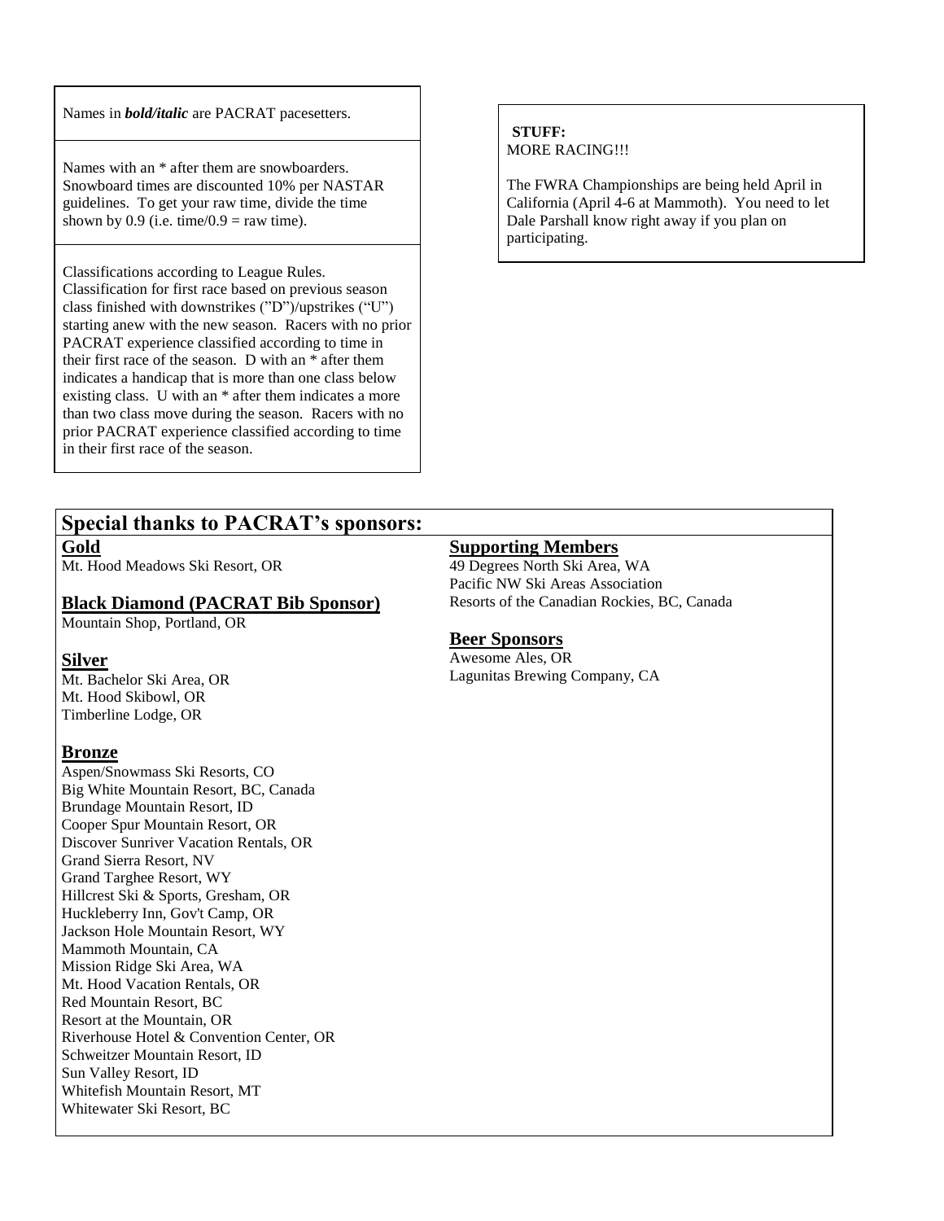Names in ***bold/italic*** are PACRAT pacesetters.

Names with an * after them are snowboarders. Snowboard times are discounted 10% per NASTAR guidelines. To get your raw time, divide the time shown by 0.9 (i.e. time/0.9 = raw time).

Classifications according to League Rules. Classification for first race based on previous season class finished with downstrikes ("D")/upstrikes ("U") starting anew with the new season. Racers with no prior PACRAT experience classified according to time in their first race of the season. D with an * after them indicates a handicap that is more than one class below existing class. U with an * after them indicates a more than two class move during the season. Racers with no prior PACRAT experience classified according to time in their first race of the season.

**STUFF:**
MORE RACING!!!

The FWRA Championships are being held April in California (April 4-6 at Mammoth). You need to let Dale Parshall know right away if you plan on participating.

## Special thanks to PACRAT's sponsors:

### Gold

Mt. Hood Meadows Ski Resort, OR

### Black Diamond (PACRAT Bib Sponsor)

Mountain Shop, Portland, OR

### Silver

Mt. Bachelor Ski Area, OR
Mt. Hood Skibowl, OR
Timberline Lodge, OR

### Bronze

Aspen/Snowmass Ski Resorts, CO
Big White Mountain Resort, BC, Canada
Brundage Mountain Resort, ID
Cooper Spur Mountain Resort, OR
Discover Sunriver Vacation Rentals, OR
Grand Sierra Resort, NV
Grand Targhee Resort, WY
Hillcrest Ski & Sports, Gresham, OR
Huckleberry Inn, Gov't Camp, OR
Jackson Hole Mountain Resort, WY
Mammoth Mountain, CA
Mission Ridge Ski Area, WA
Mt. Hood Vacation Rentals, OR
Red Mountain Resort, BC
Resort at the Mountain, OR
Riverhouse Hotel & Convention Center, OR
Schweitzer Mountain Resort, ID
Sun Valley Resort, ID
Whitefish Mountain Resort, MT
Whitewater Ski Resort, BC

### Supporting Members

49 Degrees North Ski Area, WA
Pacific NW Ski Areas Association
Resorts of the Canadian Rockies, BC, Canada

### Beer Sponsors

Awesome Ales, OR
Lagunitas Brewing Company, CA